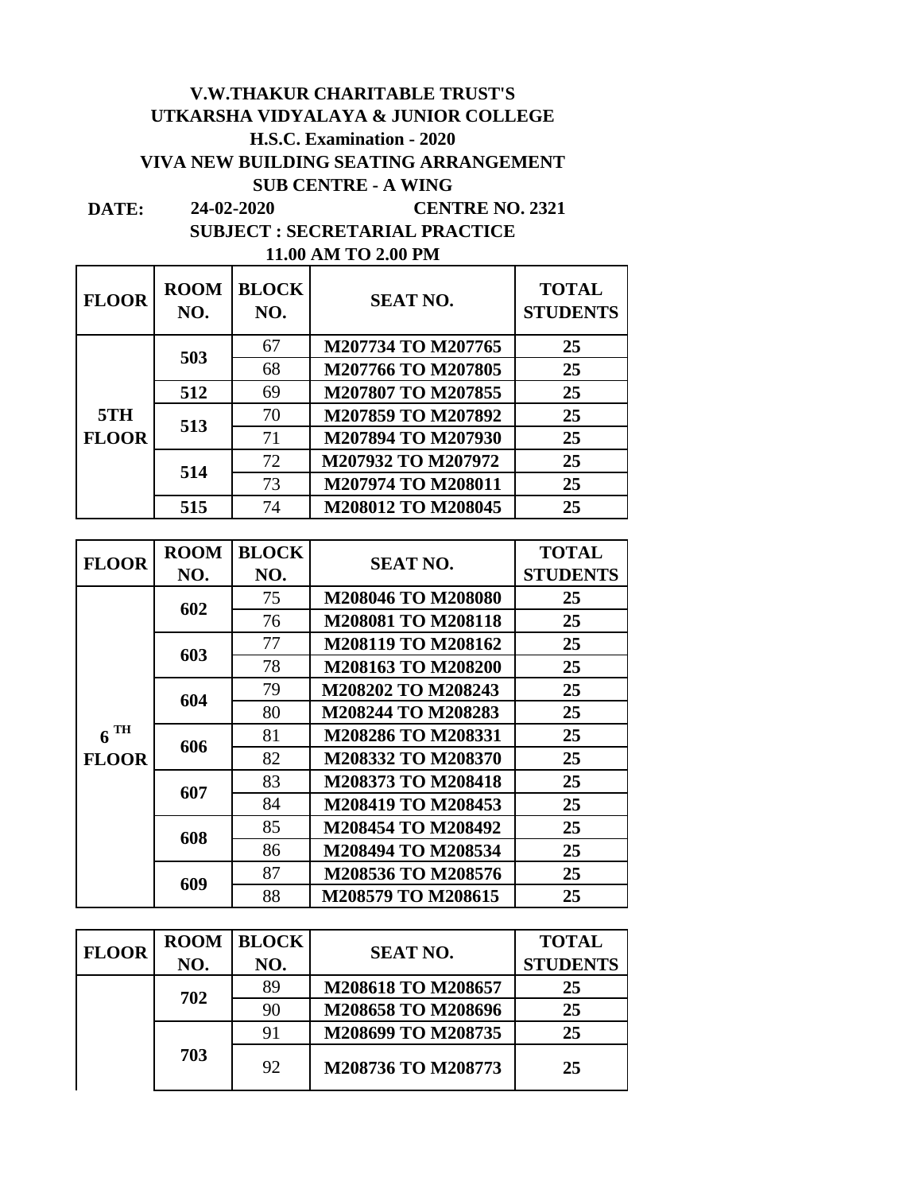**V.W.THAKUR CHARITABLE TRUST'S**

**UTKARSHA VIDYALAYA & JUNIOR COLLEGE**

**H.S.C. Examination - 2020**

**VIVA NEW BUILDING SEATING ARRANGEMENT**

**SUB CENTRE - A WING**

**DATE:** 24-02-2020 **CENTRE NO. 2321**

**SUBJECT : SECRETARIAL PRACTICE**

**11.00 AM TO 2.00 PM**

| FLOOR | ROOM NO. | BLOCK NO. | SEAT NO. | TOTAL STUDENTS |
|---|---|---|---|---|
| 5TH FLOOR | 503 | 67 | M207734 TO M207765 | 25 |
| | | 68 | M207766 TO M207805 | 25 |
| | 512 | 69 | M207807 TO M207855 | 25 |
| | 513 | 70 | M207859 TO M207892 | 25 |
| | | 71 | M207894 TO M207930 | 25 |
| | 514 | 72 | M207932 TO M207972 | 25 |
| | | 73 | M207974 TO M208011 | 25 |
| | 515 | 74 | M208012 TO M208045 | 25 |

| FLOOR | ROOM NO. | BLOCK NO. | SEAT NO. | TOTAL STUDENTS |
|---|---|---|---|---|
| 6 TH FLOOR | 602 | 75 | M208046 TO M208080 | 25 |
| | | 76 | M208081 TO M208118 | 25 |
| | 603 | 77 | M208119 TO M208162 | 25 |
| | | 78 | M208163 TO M208200 | 25 |
| | 604 | 79 | M208202 TO M208243 | 25 |
| | | 80 | M208244 TO M208283 | 25 |
| | 606 | 81 | M208286 TO M208331 | 25 |
| | | 82 | M208332 TO M208370 | 25 |
| | 607 | 83 | M208373 TO M208418 | 25 |
| | | 84 | M208419 TO M208453 | 25 |
| | 608 | 85 | M208454 TO M208492 | 25 |
| | | 86 | M208494 TO M208534 | 25 |
| | 609 | 87 | M208536 TO M208576 | 25 |
| | | 88 | M208579 TO M208615 | 25 |

| FLOOR | ROOM NO. | BLOCK NO. | SEAT NO. | TOTAL STUDENTS |
|---|---|---|---|---|
| | 702 | 89 | M208618 TO M208657 | 25 |
| | | 90 | M208658 TO M208696 | 25 |
| | 703 | 91 | M208699 TO M208735 | 25 |
| | | 92 | M208736 TO M208773 | 25 |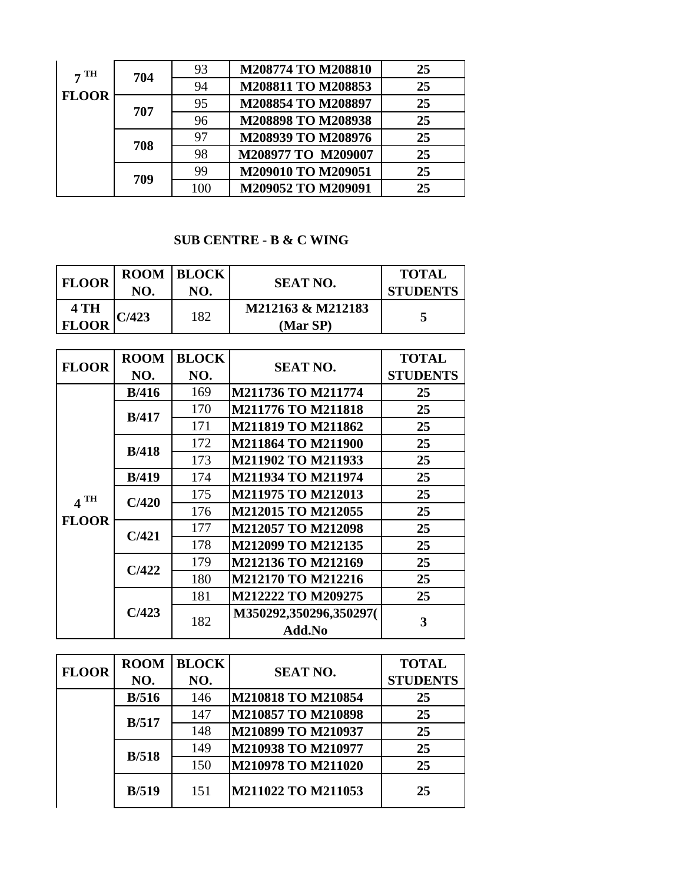| | | | | |
|---|---|---|---|---|
| 7 TH FLOOR | 704 | 93 | M208774 TO M208810 | 25 |
| | | 94 | M208811 TO M208853 | 25 |
| | 707 | 95 | M208854 TO M208897 | 25 |
| | | 96 | M208898 TO M208938 | 25 |
| | 708 | 97 | M208939 TO M208976 | 25 |
| | | 98 | M208977 TO M209007 | 25 |
| | 709 | 99 | M209010 TO M209051 | 25 |
| | | 100 | M209052 TO M209091 | 25 |

## SUB CENTRE - B & C WING

| FLOOR | ROOM NO. | BLOCK NO. | SEAT NO. | TOTAL STUDENTS |
|---|---|---|---|---|
| 4 TH FLOOR | C/423 | 182 | M212163 & M212183 (Mar SP) | 5 |

| FLOOR | ROOM NO. | BLOCK NO. | SEAT NO. | TOTAL STUDENTS |
|---|---|---|---|---|
| 4 TH FLOOR | B/416 | 169 | M211736 TO M211774 | 25 |
| | B/417 | 170 | M211776 TO M211818 | 25 |
| | | 171 | M211819 TO M211862 | 25 |
| | B/418 | 172 | M211864 TO M211900 | 25 |
| | | 173 | M211902 TO M211933 | 25 |
| | B/419 | 174 | M211934 TO M211974 | 25 |
| | C/420 | 175 | M211975 TO M212013 | 25 |
| | | 176 | M212015 TO M212055 | 25 |
| | C/421 | 177 | M212057 TO M212098 | 25 |
| | | 178 | M212099 TO M212135 | 25 |
| | C/422 | 179 | M212136 TO M212169 | 25 |
| | | 180 | M212170 TO M212216 | 25 |
| | C/423 | 181 | M212222 TO M209275 | 25 |
| | | 182 | M350292,350296,350297( Add.No | 3 |

| FLOOR | ROOM NO. | BLOCK NO. | SEAT NO. | TOTAL STUDENTS |
|---|---|---|---|---|
| | B/516 | 146 | M210818 TO M210854 | 25 |
| | B/517 | 147 | M210857 TO M210898 | 25 |
| | | 148 | M210899 TO M210937 | 25 |
| | B/518 | 149 | M210938 TO M210977 | 25 |
| | | 150 | M210978 TO M211020 | 25 |
| | B/519 | 151 | M211022 TO M211053 | 25 |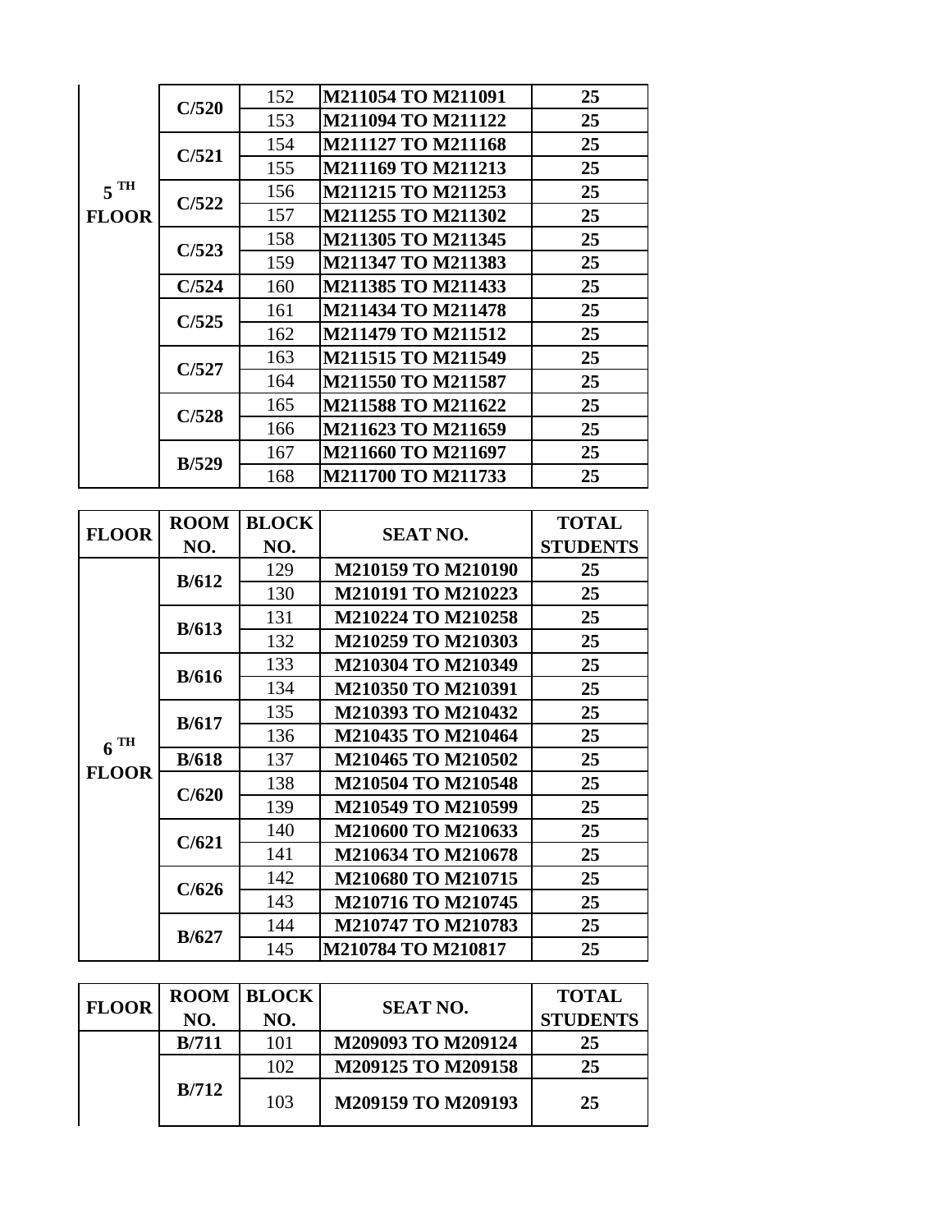| FLOOR | ROOM NO. | BLOCK NO. | SEAT NO. | TOTAL STUDENTS |
|---|---|---|---|---|
| 5 TH FLOOR | C/520 | 152 | M211054 TO M211091 | 25 |
| | | 153 | M211094 TO M211122 | 25 |
| | C/521 | 154 | M211127 TO M211168 | 25 |
| | | 155 | M211169 TO M211213 | 25 |
| | C/522 | 156 | M211215 TO M211253 | 25 |
| | | 157 | M211255 TO M211302 | 25 |
| | C/523 | 158 | M211305 TO M211345 | 25 |
| | | 159 | M211347 TO M211383 | 25 |
| | C/524 | 160 | M211385 TO M211433 | 25 |
| | C/525 | 161 | M211434 TO M211478 | 25 |
| | | 162 | M211479 TO M211512 | 25 |
| | C/527 | 163 | M211515 TO M211549 | 25 |
| | | 164 | M211550 TO M211587 | 25 |
| | C/528 | 165 | M211588 TO M211622 | 25 |
| | | 166 | M211623 TO M211659 | 25 |
| | B/529 | 167 | M211660 TO M211697 | 25 |
| | | 168 | M211700 TO M211733 | 25 |

| FLOOR | ROOM NO. | BLOCK NO. | SEAT NO. | TOTAL STUDENTS |
|---|---|---|---|---|
| 6 TH FLOOR | B/612 | 129 | M210159 TO M210190 | 25 |
| | | 130 | M210191 TO M210223 | 25 |
| | B/613 | 131 | M210224 TO M210258 | 25 |
| | | 132 | M210259 TO M210303 | 25 |
| | B/616 | 133 | M210304 TO M210349 | 25 |
| | | 134 | M210350 TO M210391 | 25 |
| | B/617 | 135 | M210393 TO M210432 | 25 |
| | | 136 | M210435 TO M210464 | 25 |
| | B/618 | 137 | M210465 TO M210502 | 25 |
| | C/620 | 138 | M210504 TO M210548 | 25 |
| | | 139 | M210549 TO M210599 | 25 |
| | C/621 | 140 | M210600 TO M210633 | 25 |
| | | 141 | M210634 TO M210678 | 25 |
| | C/626 | 142 | M210680 TO M210715 | 25 |
| | | 143 | M210716 TO M210745 | 25 |
| | B/627 | 144 | M210747 TO M210783 | 25 |
| | | 145 | M210784 TO M210817 | 25 |

| FLOOR | ROOM NO. | BLOCK NO. | SEAT NO. | TOTAL STUDENTS |
|---|---|---|---|---|
| | B/711 | 101 | M209093 TO M209124 | 25 |
| | B/712 | 102 | M209125 TO M209158 | 25 |
| | | 103 | M209159 TO M209193 | 25 |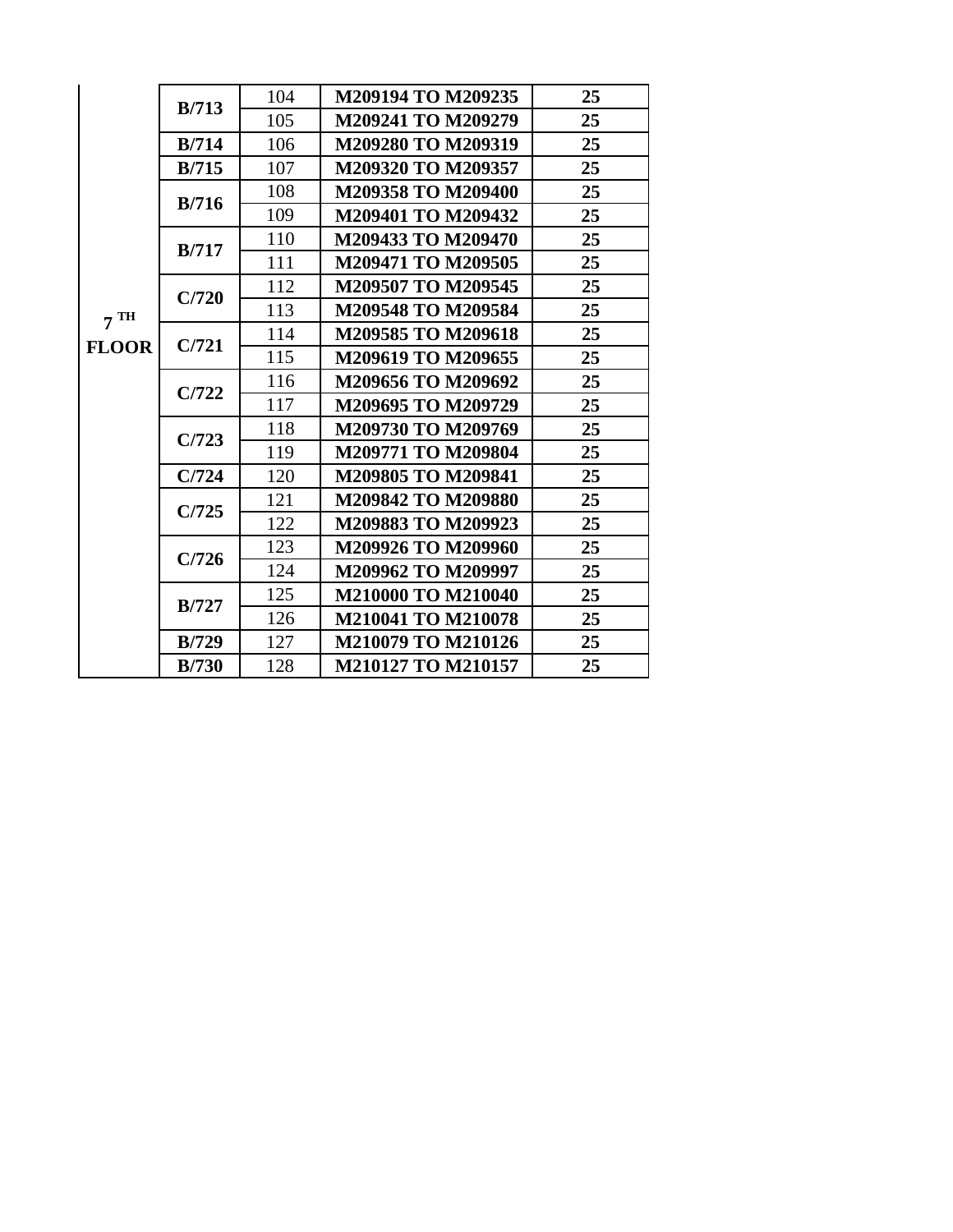| | | | | |
|---|---|---|---|---|
| 7 TH FLOOR | **B/713** | 104 | **M209194 TO M209235** | **25** |
| | | 105 | **M209241 TO M209279** | **25** |
| | **B/714** | 106 | **M209280 TO M209319** | **25** |
| | **B/715** | 107 | **M209320 TO M209357** | **25** |
| | **B/716** | 108 | **M209358 TO M209400** | **25** |
| | | 109 | **M209401 TO M209432** | **25** |
| | **B/717** | 110 | **M209433 TO M209470** | **25** |
| | | 111 | **M209471 TO M209505** | **25** |
| | **C/720** | 112 | **M209507 TO M209545** | **25** |
| | | 113 | **M209548 TO M209584** | **25** |
| | **C/721** | 114 | **M209585 TO M209618** | **25** |
| | | 115 | **M209619 TO M209655** | **25** |
| | **C/722** | 116 | **M209656 TO M209692** | **25** |
| | | 117 | **M209695 TO M209729** | **25** |
| | **C/723** | 118 | **M209730 TO M209769** | **25** |
| | | 119 | **M209771 TO M209804** | **25** |
| | **C/724** | 120 | **M209805 TO M209841** | **25** |
| | **C/725** | 121 | **M209842 TO M209880** | **25** |
| | | 122 | **M209883 TO M209923** | **25** |
| | **C/726** | 123 | **M209926 TO M209960** | **25** |
| | | 124 | **M209962 TO M209997** | **25** |
| | **B/727** | 125 | **M210000 TO M210040** | **25** |
| | | 126 | **M210041 TO M210078** | **25** |
| | **B/729** | 127 | **M210079 TO M210126** | **25** |
| | **B/730** | 128 | **M210127 TO M210157** | **25** |